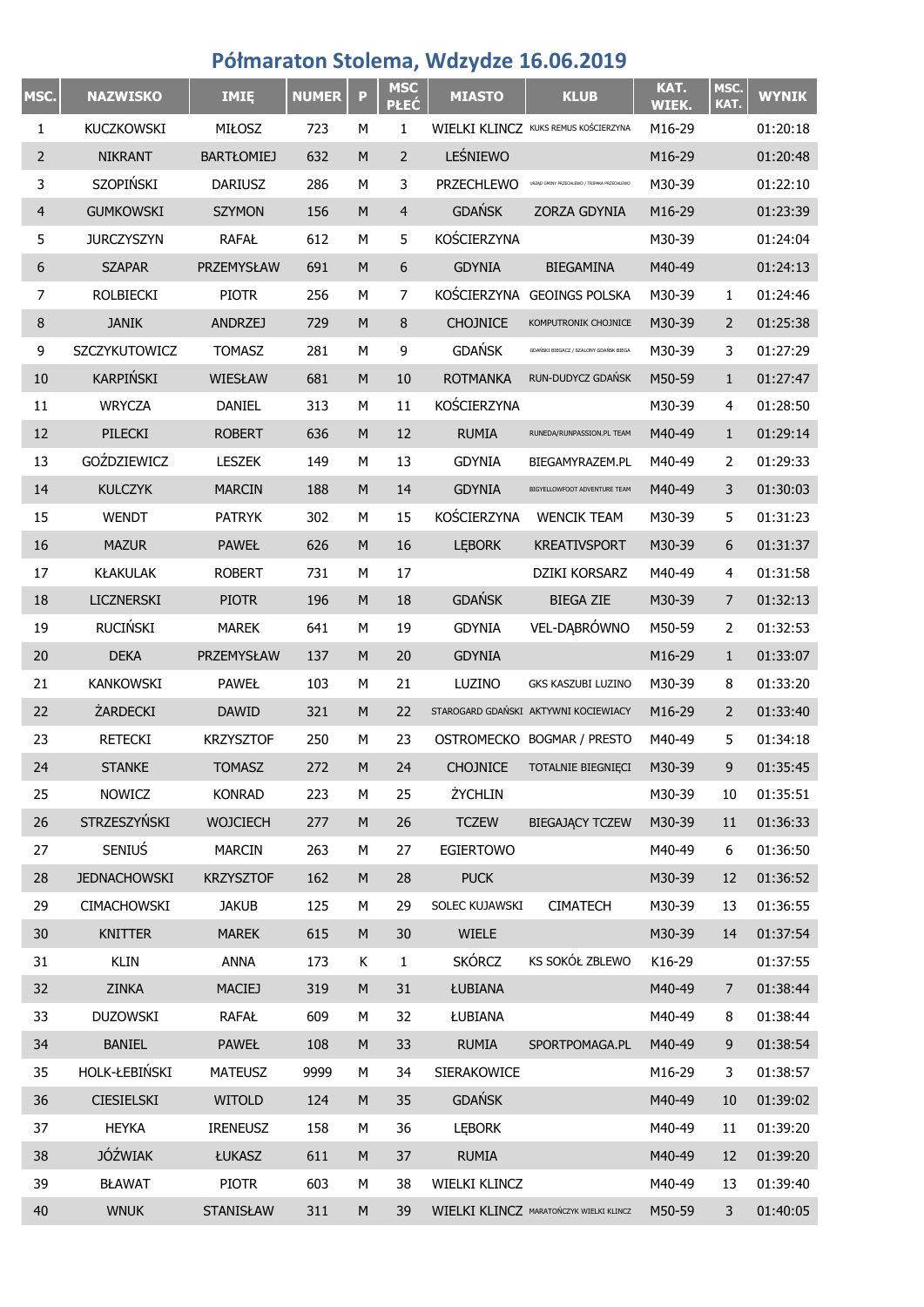# Półmaraton Stolema, Wdzydze 16.06.2019

| MSC. | NAZWISKO | IMIĘ | NUMER | P | MSC PŁEĆ | MIASTO | KLUB | KAT. WIEK. | MSC. KAT. | WYNIK |
|---|---|---|---|---|---|---|---|---|---|---|
| 1 | KUCZKOWSKI | MIŁOSZ | 723 | M | 1 | WIELKI KLINCZ | KUKS REMUS KOŚCIERZYNA | M16-29 | | 01:20:18 |
| 2 | NIKRANT | BARTŁOMIEJ | 632 | M | 2 | LEŚNIEWO | URZĄD GMINY PRZECHLEWO / TRIPNKA PRZECHLEWO | M16-29 | | 01:20:48 |
| 3 | SZOPIŃSKI | DARIUSZ | 286 | M | 3 | PRZECHLEWO | | M30-39 | | 01:22:10 |
| 4 | GUMKOWSKI | SZYMON | 156 | M | 4 | GDAŃSK | ZORZA GDYNIA | M16-29 | | 01:23:39 |
| 5 | JURCZYSZYN | RAFAŁ | 612 | M | 5 | KOŚCIERZYNA | | M30-39 | | 01:24:04 |
| 6 | SZAPAR | PRZEMYSŁAW | 691 | M | 6 | GDYNIA | BIEGAMINA | M40-49 | | 01:24:13 |
| 7 | ROLBIECKI | PIOTR | 256 | M | 7 | KOŚCIERZYNA | GEOINGS POLSKA | M30-39 | 1 | 01:24:46 |
| 8 | JANIK | ANDRZEJ | 729 | M | 8 | CHOJNICE | KOMPUTRONIK CHOJNICE | M30-39 | 2 | 01:25:38 |
| 9 | SZCZYKUTOWICZ | TOMASZ | 281 | M | 9 | GDAŃSK | GDAŃSKI BIEGACZ / SZALONY GDAŃSK BIEGA | M30-39 | 3 | 01:27:29 |
| 10 | KARPIŃSKI | WIESŁAW | 681 | M | 10 | ROTMANKA | RUN-DUDYCZ GDAŃSK | M50-59 | 1 | 01:27:47 |
| 11 | WRYCZA | DANIEL | 313 | M | 11 | KOŚCIERZYNA | | M30-39 | 4 | 01:28:50 |
| 12 | PILECKI | ROBERT | 636 | M | 12 | RUMIA | RUNEDA/RUNPASSION.PL TEAM | M40-49 | 1 | 01:29:14 |
| 13 | GOŹDZIEWICZ | LESZEK | 149 | M | 13 | GDYNIA | BIEGAMYRAZEM.PL | M40-49 | 2 | 01:29:33 |
| 14 | KULCZYK | MARCIN | 188 | M | 14 | GDYNIA | BIGYELLOWFOOT ADVENTURE TEAM | M40-49 | 3 | 01:30:03 |
| 15 | WENDT | PATRYK | 302 | M | 15 | KOŚCIERZYNA | WENCIK TEAM | M30-39 | 5 | 01:31:23 |
| 16 | MAZUR | PAWEŁ | 626 | M | 16 | LĘBORK | KREATIVSPORT | M30-39 | 6 | 01:31:37 |
| 17 | KŁAKULAK | ROBERT | 731 | M | 17 | | DZIKI KORSARZ | M40-49 | 4 | 01:31:58 |
| 18 | LICZNERSKI | PIOTR | 196 | M | 18 | GDAŃSK | BIEGA ZIE | M30-39 | 7 | 01:32:13 |
| 19 | RUCIŃSKI | MAREK | 641 | M | 19 | GDYNIA | VEL-DĄBRÓWNO | M50-59 | 2 | 01:32:53 |
| 20 | DEKA | PRZEMYSŁAW | 137 | M | 20 | GDYNIA | | M16-29 | 1 | 01:33:07 |
| 21 | KANKOWSKI | PAWEŁ | 103 | M | 21 | LUZINO | GKS KASZUBI LUZINO | M30-39 | 8 | 01:33:20 |
| 22 | ŻARDECKI | DAWID | 321 | M | 22 | STAROGARD GDAŃSKI | AKTYWNI KOCIEWIACY | M16-29 | 2 | 01:33:40 |
| 23 | RETECKI | KRZYSZTOF | 250 | M | 23 | OSTROMECKO | BOGMAR / PRESTO | M40-49 | 5 | 01:34:18 |
| 24 | STANKE | TOMASZ | 272 | M | 24 | CHOJNICE | TOTALNIE BIEGNIĘCI | M30-39 | 9 | 01:35:45 |
| 25 | NOWICZ | KONRAD | 223 | M | 25 | ŻYCHLIN | | M30-39 | 10 | 01:35:51 |
| 26 | STRZESZYŃSKI | WOJCIECH | 277 | M | 26 | TCZEW | BIEGAJĄCY TCZEW | M30-39 | 11 | 01:36:33 |
| 27 | SENIUŚ | MARCIN | 263 | M | 27 | EGIERTOWO | | M40-49 | 6 | 01:36:50 |
| 28 | JEDNACHOWSKI | KRZYSZTOF | 162 | M | 28 | PUCK | | M30-39 | 12 | 01:36:52 |
| 29 | CIMACHOWSKI | JAKUB | 125 | M | 29 | SOLEC KUJAWSKI | CIMATECH | M30-39 | 13 | 01:36:55 |
| 30 | KNITTER | MAREK | 615 | M | 30 | WIELE | | M30-39 | 14 | 01:37:54 |
| 31 | KLIN | ANNA | 173 | K | 1 | SKÓRCZ | KS SOKÓŁ ZBLEWO | K16-29 | | 01:37:55 |
| 32 | ZINKA | MACIEJ | 319 | M | 31 | ŁUBIANA | | M40-49 | 7 | 01:38:44 |
| 33 | DUZOWSKI | RAFAŁ | 609 | M | 32 | ŁUBIANA | | M40-49 | 8 | 01:38:44 |
| 34 | BANIEL | PAWEŁ | 108 | M | 33 | RUMIA | SPORTPOMAGA.PL | M40-49 | 9 | 01:38:54 |
| 35 | HOLK-ŁEBIŃSKI | MATEUSZ | 9999 | M | 34 | SIERAKOWICE | | M16-29 | 3 | 01:38:57 |
| 36 | CIESIELSKI | WITOLD | 124 | M | 35 | GDAŃSK | | M40-49 | 10 | 01:39:02 |
| 37 | HEYKA | IRENEUSZ | 158 | M | 36 | LĘBORK | | M40-49 | 11 | 01:39:20 |
| 38 | JÓŹWIAK | ŁUKASZ | 611 | M | 37 | RUMIA | | M40-49 | 12 | 01:39:20 |
| 39 | BŁAWAT | PIOTR | 603 | M | 38 | WIELKI KLINCZ | | M40-49 | 13 | 01:39:40 |
| 40 | WNUK | STANISŁAW | 311 | M | 39 | WIELKI KLINCZ | MARATOŃCZYK WIELKI KLINCZ | M50-59 | 3 | 01:40:05 |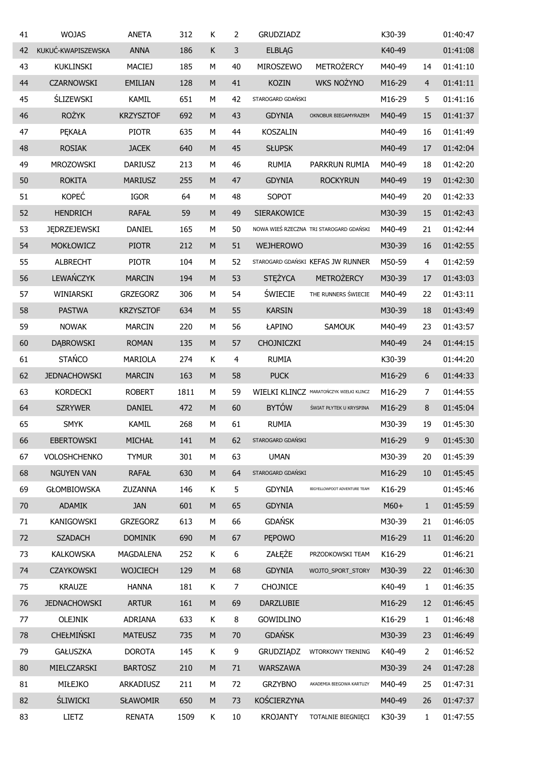| | | | | | | | | | | |
|---|---|---|---|---|---|---|---|---|---|---|
| 41 | WOJAS | ANETA | 312 | K | 2 | GRUDZIADZ | | K30-39 | | 01:40:47 |
| 42 | KUKUĆ-KWAPISZEWSKA | ANNA | 186 | K | 3 | ELBLĄG | | K40-49 | | 01:41:08 |
| 43 | KUKLINSKI | MACIEJ | 185 | M | 40 | MIROSZEWO | METROŻERCY | M40-49 | 14 | 01:41:10 |
| 44 | CZARNOWSKI | EMILIAN | 128 | M | 41 | KOZIN | WKS NOŻYNO | M16-29 | 4 | 01:41:11 |
| 45 | ŚLIZEWSKI | KAMIL | 651 | M | 42 | STAROGARD GDAŃSKI | | M16-29 | 5 | 01:41:16 |
| 46 | ROŻYK | KRZYSZTOF | 692 | M | 43 | GDYNIA | OKNOBUR BIEGAMYRAZEM | M40-49 | 15 | 01:41:37 |
| 47 | PĘKAŁA | PIOTR | 635 | M | 44 | KOSZALIN | | M40-49 | 16 | 01:41:49 |
| 48 | ROSIAK | JACEK | 640 | M | 45 | SŁUPSK | | M40-49 | 17 | 01:42:04 |
| 49 | MROZOWSKI | DARIUSZ | 213 | M | 46 | RUMIA | PARKRUN RUMIA | M40-49 | 18 | 01:42:20 |
| 50 | ROKITA | MARIUSZ | 255 | M | 47 | GDYNIA | ROCKYRUN | M40-49 | 19 | 01:42:30 |
| 51 | KOPEĆ | IGOR | 64 | M | 48 | SOPOT | | M40-49 | 20 | 01:42:33 |
| 52 | HENDRICH | RAFAŁ | 59 | M | 49 | SIERAKOWICE | | M30-39 | 15 | 01:42:43 |
| 53 | JĘDRZEJEWSKI | DANIEL | 165 | M | 50 | NOWA WIEŚ RZECZNA | TRI STAROGARD GDAŃSKI | M40-49 | 21 | 01:42:44 |
| 54 | MOKŁOWICZ | PIOTR | 212 | M | 51 | WEJHEROWO | | M30-39 | 16 | 01:42:55 |
| 55 | ALBRECHT | PIOTR | 104 | M | 52 | STAROGARD GDAŃSKI | KEFAS JW RUNNER | M50-59 | 4 | 01:42:59 |
| 56 | LEWAŃCZYK | MARCIN | 194 | M | 53 | STĘŻYCA | METROŻERCY | M30-39 | 17 | 01:43:03 |
| 57 | WINIARSKI | GRZEGORZ | 306 | M | 54 | ŚWIECIE | THE RUNNERS ŚWIECIE | M40-49 | 22 | 01:43:11 |
| 58 | PASTWA | KRZYSZTOF | 634 | M | 55 | KARSIN | | M30-39 | 18 | 01:43:49 |
| 59 | NOWAK | MARCIN | 220 | M | 56 | ŁAPINO | SAMOUK | M40-49 | 23 | 01:43:57 |
| 60 | DĄBROWSKI | ROMAN | 135 | M | 57 | CHOJNICZKI | | M40-49 | 24 | 01:44:15 |
| 61 | STAŃCO | MARIOLA | 274 | K | 4 | RUMIA | | K30-39 | | 01:44:20 |
| 62 | JEDNACHOWSKI | MARCIN | 163 | M | 58 | PUCK | | M16-29 | 6 | 01:44:33 |
| 63 | KORDECKI | ROBERT | 1811 | M | 59 | WIELKI KLINCZ | MARATOŃCZYK WIELKI KLINCZ | M16-29 | 7 | 01:44:55 |
| 64 | SZRYWER | DANIEL | 472 | M | 60 | BYTÓW | ŚWIAT PŁYTEK U KRYSPINA | M16-29 | 8 | 01:45:04 |
| 65 | SMYK | KAMIL | 268 | M | 61 | RUMIA | | M30-39 | 19 | 01:45:30 |
| 66 | EBERTOWSKI | MICHAŁ | 141 | M | 62 | STAROGARD GDAŃSKI | | M16-29 | 9 | 01:45:30 |
| 67 | VOLOSHCHENKO | TYMUR | 301 | M | 63 | UMAN | | M30-39 | 20 | 01:45:39 |
| 68 | NGUYEN VAN | RAFAŁ | 630 | M | 64 | STAROGARD GDAŃSKI | | M16-29 | 10 | 01:45:45 |
| 69 | GŁOMBIOWSKA | ZUZANNA | 146 | K | 5 | GDYNIA | BIGYELLOWFOOT ADVENTURE TEAM | K16-29 | | 01:45:46 |
| 70 | ADAMIK | JAN | 601 | M | 65 | GDYNIA | | M60+ | 1 | 01:45:59 |
| 71 | KANIGOWSKI | GRZEGORZ | 613 | M | 66 | GDAŃSK | | M30-39 | 21 | 01:46:05 |
| 72 | SZADACH | DOMINIK | 690 | M | 67 | PĘPOWO | | M16-29 | 11 | 01:46:20 |
| 73 | KALKOWSKA | MAGDALENA | 252 | K | 6 | ZAŁĘŻE | PRZODKOWSKI TEAM | K16-29 | | 01:46:21 |
| 74 | CZAYKOWSKI | WOJCIECH | 129 | M | 68 | GDYNIA | WOJTO_SPORT_STORY | M30-39 | 22 | 01:46:30 |
| 75 | KRAUZE | HANNA | 181 | K | 7 | CHOJNICE | | K40-49 | 1 | 01:46:35 |
| 76 | JEDNACHOWSKI | ARTUR | 161 | M | 69 | DARZLUBIE | | M16-29 | 12 | 01:46:45 |
| 77 | OLEJNIK | ADRIANA | 633 | K | 8 | GOWIDLINO | | K16-29 | 1 | 01:46:48 |
| 78 | CHEŁMIŃSKI | MATEUSZ | 735 | M | 70 | GDAŃSK | | M30-39 | 23 | 01:46:49 |
| 79 | GAŁUSZKA | DOROTA | 145 | K | 9 | GRUDZIĄDZ | WTORKOWY TRENING | K40-49 | 2 | 01:46:52 |
| 80 | MIELCZARSKI | BARTOSZ | 210 | M | 71 | WARSZAWA | | M30-39 | 24 | 01:47:28 |
| 81 | MIŁEJKO | ARKADIUSZ | 211 | M | 72 | GRZYBNO | AKADEMIA BIEGOWA KARTUZY | M40-49 | 25 | 01:47:31 |
| 82 | ŚLIWICKI | SŁAWOMIR | 650 | M | 73 | KOŚCIERZYNA | | M40-49 | 26 | 01:47:37 |
| 83 | LIETZ | RENATA | 1509 | K | 10 | KROJANTY | TOTALNIE BIEGNIĘCI | K30-39 | 1 | 01:47:55 |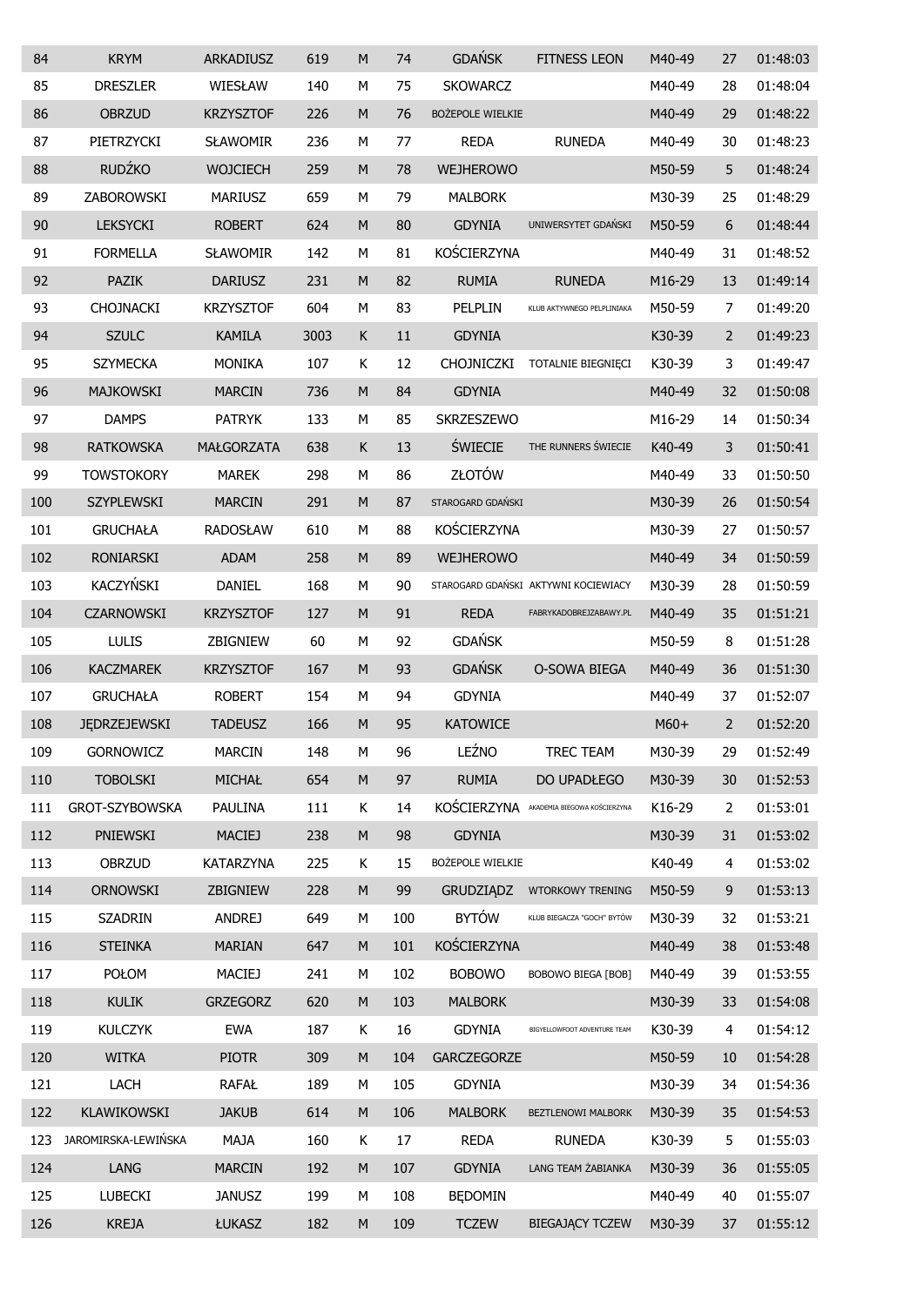| 84 | KRYM | ARKADIUSZ | 619 | M | 74 | GDAŃSK | FITNESS LEON | M40-49 | 27 | 01:48:03 |
|---|---|---|---|---|---|---|---|---|---|---|
| 85 | DRESZLER | WIESŁAW | 140 | M | 75 | SKOWARCZ | | M40-49 | 28 | 01:48:04 |
| 86 | OBRZUD | KRZYSZTOF | 226 | M | 76 | BOŻEPOLE WIELKIE | | M40-49 | 29 | 01:48:22 |
| 87 | PIETRZYCKI | SŁAWOMIR | 236 | M | 77 | REDA | RUNEDA | M40-49 | 30 | 01:48:23 |
| 88 | RUDŹKO | WOJCIECH | 259 | M | 78 | WEJHEROWO | | M50-59 | 5 | 01:48:24 |
| 89 | ZABOROWSKI | MARIUSZ | 659 | M | 79 | MALBORK | | M30-39 | 25 | 01:48:29 |
| 90 | LEKSYCKI | ROBERT | 624 | M | 80 | GDYNIA | UNIWERSYTET GDAŃSKI | M50-59 | 6 | 01:48:44 |
| 91 | FORMELLA | SŁAWOMIR | 142 | M | 81 | KOŚCIERZYNA | | M40-49 | 31 | 01:48:52 |
| 92 | PAZIK | DARIUSZ | 231 | M | 82 | RUMIA | RUNEDA | M16-29 | 13 | 01:49:14 |
| 93 | CHOJNACKI | KRZYSZTOF | 604 | M | 83 | PELPLIN | KLUB AKTYWNEGO PELPLINIAKA | M50-59 | 7 | 01:49:20 |
| 94 | SZULC | KAMILA | 3003 | K | 11 | GDYNIA | | K30-39 | 2 | 01:49:23 |
| 95 | SZYMECKA | MONIKA | 107 | K | 12 | CHOJNICZKI | TOTALNIE BIEGNIĘCI | K30-39 | 3 | 01:49:47 |
| 96 | MAJKOWSKI | MARCIN | 736 | M | 84 | GDYNIA | | M40-49 | 32 | 01:50:08 |
| 97 | DAMPS | PATRYK | 133 | M | 85 | SKRZESZEWO | | M16-29 | 14 | 01:50:34 |
| 98 | RATKOWSKA | MAŁGORZATA | 638 | K | 13 | ŚWIECIE | THE RUNNERS ŚWIECIE | K40-49 | 3 | 01:50:41 |
| 99 | TOWSTOKORY | MAREK | 298 | M | 86 | ZŁOTÓW | | M40-49 | 33 | 01:50:50 |
| 100 | SZYPLEWSKI | MARCIN | 291 | M | 87 | STAROGARD GDAŃSKI | | M30-39 | 26 | 01:50:54 |
| 101 | GRUCHAŁA | RADOSŁAW | 610 | M | 88 | KOŚCIERZYNA | | M30-39 | 27 | 01:50:57 |
| 102 | RONIARSKI | ADAM | 258 | M | 89 | WEJHEROWO | | M40-49 | 34 | 01:50:59 |
| 103 | KACZYŃSKI | DANIEL | 168 | M | 90 | STAROGARD GDAŃSKI | AKTYWNI KOCIEWIACY | M30-39 | 28 | 01:50:59 |
| 104 | CZARNOWSKI | KRZYSZTOF | 127 | M | 91 | REDA | FABRYKADOBREJZABAWY.PL | M40-49 | 35 | 01:51:21 |
| 105 | LULIS | ZBIGNIEW | 60 | M | 92 | GDAŃSK | | M50-59 | 8 | 01:51:28 |
| 106 | KACZMAREK | KRZYSZTOF | 167 | M | 93 | GDAŃSK | O-SOWA BIEGA | M40-49 | 36 | 01:51:30 |
| 107 | GRUCHAŁA | ROBERT | 154 | M | 94 | GDYNIA | | M40-49 | 37 | 01:52:07 |
| 108 | JĘDRZEJEWSKI | TADEUSZ | 166 | M | 95 | KATOWICE | | M60+ | 2 | 01:52:20 |
| 109 | GORNOWICZ | MARCIN | 148 | M | 96 | LEŹNO | TREC TEAM | M30-39 | 29 | 01:52:49 |
| 110 | TOBOLSKI | MICHAŁ | 654 | M | 97 | RUMIA | DO UPADŁEGO | M30-39 | 30 | 01:52:53 |
| 111 | GROT-SZYBOWSKA | PAULINA | 111 | K | 14 | KOŚCIERZYNA | AKADEMIA BIEGOWA KOŚCIERZYNA | K16-29 | 2 | 01:53:01 |
| 112 | PNIEWSKI | MACIEJ | 238 | M | 98 | GDYNIA | | M30-39 | 31 | 01:53:02 |
| 113 | OBRZUD | KATARZYNA | 225 | K | 15 | BOŻEPOLE WIELKIE | | K40-49 | 4 | 01:53:02 |
| 114 | ORNOWSKI | ZBIGNIEW | 228 | M | 99 | GRUDZIĄDZ | WTORKOWY TRENING | M50-59 | 9 | 01:53:13 |
| 115 | SZADRIN | ANDREJ | 649 | M | 100 | BYTÓW | KLUB BIEGACZA "GOCH" BYTÓW | M30-39 | 32 | 01:53:21 |
| 116 | STEINKA | MARIAN | 647 | M | 101 | KOŚCIERZYNA | | M40-49 | 38 | 01:53:48 |
| 117 | POŁOM | MACIEJ | 241 | M | 102 | BOBOWO | BOBOWO BIEGA [BOB] | M40-49 | 39 | 01:53:55 |
| 118 | KULIK | GRZEGORZ | 620 | M | 103 | MALBORK | | M30-39 | 33 | 01:54:08 |
| 119 | KULCZYK | EWA | 187 | K | 16 | GDYNIA | BIGYELLOWFOOT ADVENTURE TEAM | K30-39 | 4 | 01:54:12 |
| 120 | WITKA | PIOTR | 309 | M | 104 | GARCZEGORZE | | M50-59 | 10 | 01:54:28 |
| 121 | LACH | RAFAŁ | 189 | M | 105 | GDYNIA | | M30-39 | 34 | 01:54:36 |
| 122 | KLAWIKOWSKI | JAKUB | 614 | M | 106 | MALBORK | BEZTLENOWI MALBORK | M30-39 | 35 | 01:54:53 |
| 123 | JAROMIRSKA-LEWIŃSKA | MAJA | 160 | K | 17 | REDA | RUNEDA | K30-39 | 5 | 01:55:03 |
| 124 | LANG | MARCIN | 192 | M | 107 | GDYNIA | LANG TEAM ŻABIANKA | M30-39 | 36 | 01:55:05 |
| 125 | LUBECKI | JANUSZ | 199 | M | 108 | BĘDOMIN | | M40-49 | 40 | 01:55:07 |
| 126 | KREJA | ŁUKASZ | 182 | M | 109 | TCZEW | BIEGAJĄCY TCZEW | M30-39 | 37 | 01:55:12 |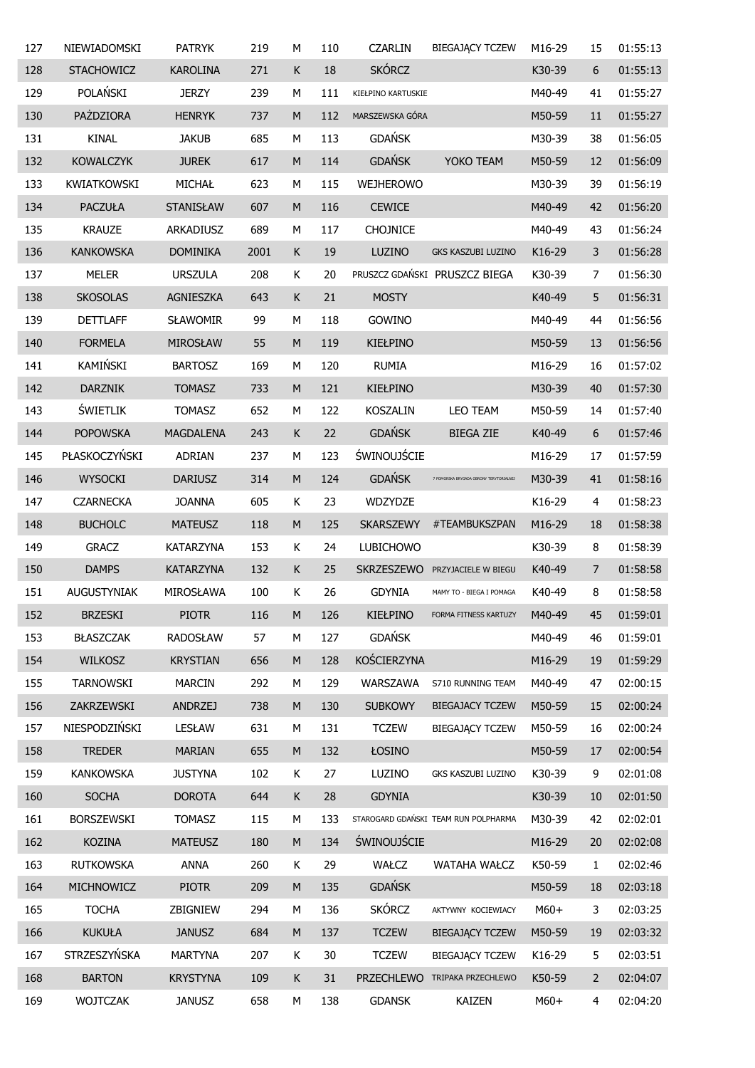| | | | | | | | | | | |
|---|---|---|---|---|---|---|---|---|---|---|
| 127 | NIEWIADOMSKI | PATRYK | 219 | M | 110 | CZARLIN | BIEGAJĄCY TCZEW | M16-29 | 15 | 01:55:13 |
| 128 | STACHOWICZ | KAROLINA | 271 | K | 18 | SKÓRCZ | | K30-39 | 6 | 01:55:13 |
| 129 | POLAŃSKI | JERZY | 239 | M | 111 | KIEŁPINO KARTUSKIE | | M40-49 | 41 | 01:55:27 |
| 130 | PAŹDZIORA | HENRYK | 737 | M | 112 | MARSZEWSKA GÓRA | | M50-59 | 11 | 01:55:27 |
| 131 | KINAL | JAKUB | 685 | M | 113 | GDAŃSK | | M30-39 | 38 | 01:56:05 |
| 132 | KOWALCZYK | JUREK | 617 | M | 114 | GDAŃSK | YOKO TEAM | M50-59 | 12 | 01:56:09 |
| 133 | KWIATKOWSKI | MICHAŁ | 623 | M | 115 | WEJHEROWO | | M30-39 | 39 | 01:56:19 |
| 134 | PACZUŁA | STANISŁAW | 607 | M | 116 | CEWICE | | M40-49 | 42 | 01:56:20 |
| 135 | KRAUZE | ARKADIUSZ | 689 | M | 117 | CHOJNICE | | M40-49 | 43 | 01:56:24 |
| 136 | KANKOWSKA | DOMINIKA | 2001 | K | 19 | LUZINO | GKS KASZUBI LUZINO | K16-29 | 3 | 01:56:28 |
| 137 | MELER | URSZULA | 208 | K | 20 | PRUSZCZ GDAŃSKI | PRUSZCZ BIEGA | K30-39 | 7 | 01:56:30 |
| 138 | SKOSOLAS | AGNIESZKA | 643 | K | 21 | MOSTY | | K40-49 | 5 | 01:56:31 |
| 139 | DETTLAFF | SŁAWOMIR | 99 | M | 118 | GOWINO | | M40-49 | 44 | 01:56:56 |
| 140 | FORMELA | MIROSŁAW | 55 | M | 119 | KIEŁPINO | | M50-59 | 13 | 01:56:56 |
| 141 | KAMIŃSKI | BARTOSZ | 169 | M | 120 | RUMIA | | M16-29 | 16 | 01:57:02 |
| 142 | DARZNIK | TOMASZ | 733 | M | 121 | KIEŁPINO | | M30-39 | 40 | 01:57:30 |
| 143 | ŚWIETLIK | TOMASZ | 652 | M | 122 | KOSZALIN | LEO TEAM | M50-59 | 14 | 01:57:40 |
| 144 | POPOWSKA | MAGDALENA | 243 | K | 22 | GDAŃSK | BIEGA ZIE | K40-49 | 6 | 01:57:46 |
| 145 | PŁASKOCZYŃSKI | ADRIAN | 237 | M | 123 | ŚWINOUJŚCIE | | M16-29 | 17 | 01:57:59 |
| 146 | WYSOCKI | DARIUSZ | 314 | M | 124 | GDAŃSK | 7 POMORSKA BRYGADA OBRONY TERYTORIALNEJ | M30-39 | 41 | 01:58:16 |
| 147 | CZARNECKA | JOANNA | 605 | K | 23 | WDZYDZE | | K16-29 | 4 | 01:58:23 |
| 148 | BUCHOLC | MATEUSZ | 118 | M | 125 | SKARSZEWY | #TEAMBUKSZPAN | M16-29 | 18 | 01:58:38 |
| 149 | GRACZ | KATARZYNA | 153 | K | 24 | LUBICHOWO | | K30-39 | 8 | 01:58:39 |
| 150 | DAMPS | KATARZYNA | 132 | K | 25 | SKRZESZEWO | PRZYJACIELE W BIEGU | K40-49 | 7 | 01:58:58 |
| 151 | AUGUSTYNIAK | MIROSŁAWA | 100 | K | 26 | GDYNIA | MAMY TO - BIEGA I POMAGA | K40-49 | 8 | 01:58:58 |
| 152 | BRZESKI | PIOTR | 116 | M | 126 | KIEŁPINO | FORMA FITNESS KARTUZY | M40-49 | 45 | 01:59:01 |
| 153 | BŁASZCZAK | RADOSŁAW | 57 | M | 127 | GDAŃSK | | M40-49 | 46 | 01:59:01 |
| 154 | WILKOSZ | KRYSTIAN | 656 | M | 128 | KOŚCIERZYNA | | M16-29 | 19 | 01:59:29 |
| 155 | TARNOWSKI | MARCIN | 292 | M | 129 | WARSZAWA | S710 RUNNING TEAM | M40-49 | 47 | 02:00:15 |
| 156 | ZAKRZEWSKI | ANDRZEJ | 738 | M | 130 | SUBKOWY | BIEGAJACY TCZEW | M50-59 | 15 | 02:00:24 |
| 157 | NIESPODZIŃSKI | LESŁAW | 631 | M | 131 | TCZEW | BIEGAJĄCY TCZEW | M50-59 | 16 | 02:00:24 |
| 158 | TREDER | MARIAN | 655 | M | 132 | ŁOSINO | | M50-59 | 17 | 02:00:54 |
| 159 | KANKOWSKA | JUSTYNA | 102 | K | 27 | LUZINO | GKS KASZUBI LUZINO | K30-39 | 9 | 02:01:08 |
| 160 | SOCHA | DOROTA | 644 | K | 28 | GDYNIA | | K30-39 | 10 | 02:01:50 |
| 161 | BORSZEWSKI | TOMASZ | 115 | M | 133 | STAROGARD GDAŃSKI | TEAM RUN POLPHARMA | M30-39 | 42 | 02:02:01 |
| 162 | KOZINA | MATEUSZ | 180 | M | 134 | ŚWINOUJŚCIE | | M16-29 | 20 | 02:02:08 |
| 163 | RUTKOWSKA | ANNA | 260 | K | 29 | WAŁCZ | WATAHA WAŁCZ | K50-59 | 1 | 02:02:46 |
| 164 | MICHNOWICZ | PIOTR | 209 | M | 135 | GDAŃSK | | M50-59 | 18 | 02:03:18 |
| 165 | TOCHA | ZBIGNIEW | 294 | M | 136 | SKÓRCZ | AKTYWNY KOCIEWIACY | M60+ | 3 | 02:03:25 |
| 166 | KUKUŁA | JANUSZ | 684 | M | 137 | TCZEW | BIEGAJĄCY TCZEW | M50-59 | 19 | 02:03:32 |
| 167 | STRZESZYŃSKA | MARTYNA | 207 | K | 30 | TCZEW | BIEGAJĄCY TCZEW | K16-29 | 5 | 02:03:51 |
| 168 | BARTON | KRYSTYNA | 109 | K | 31 | PRZECHLEWO | TRIPAKA PRZECHLEWO | K50-59 | 2 | 02:04:07 |
| 169 | WOJTCZAK | JANUSZ | 658 | M | 138 | GDANSK | KAIZEN | M60+ | 4 | 02:04:20 |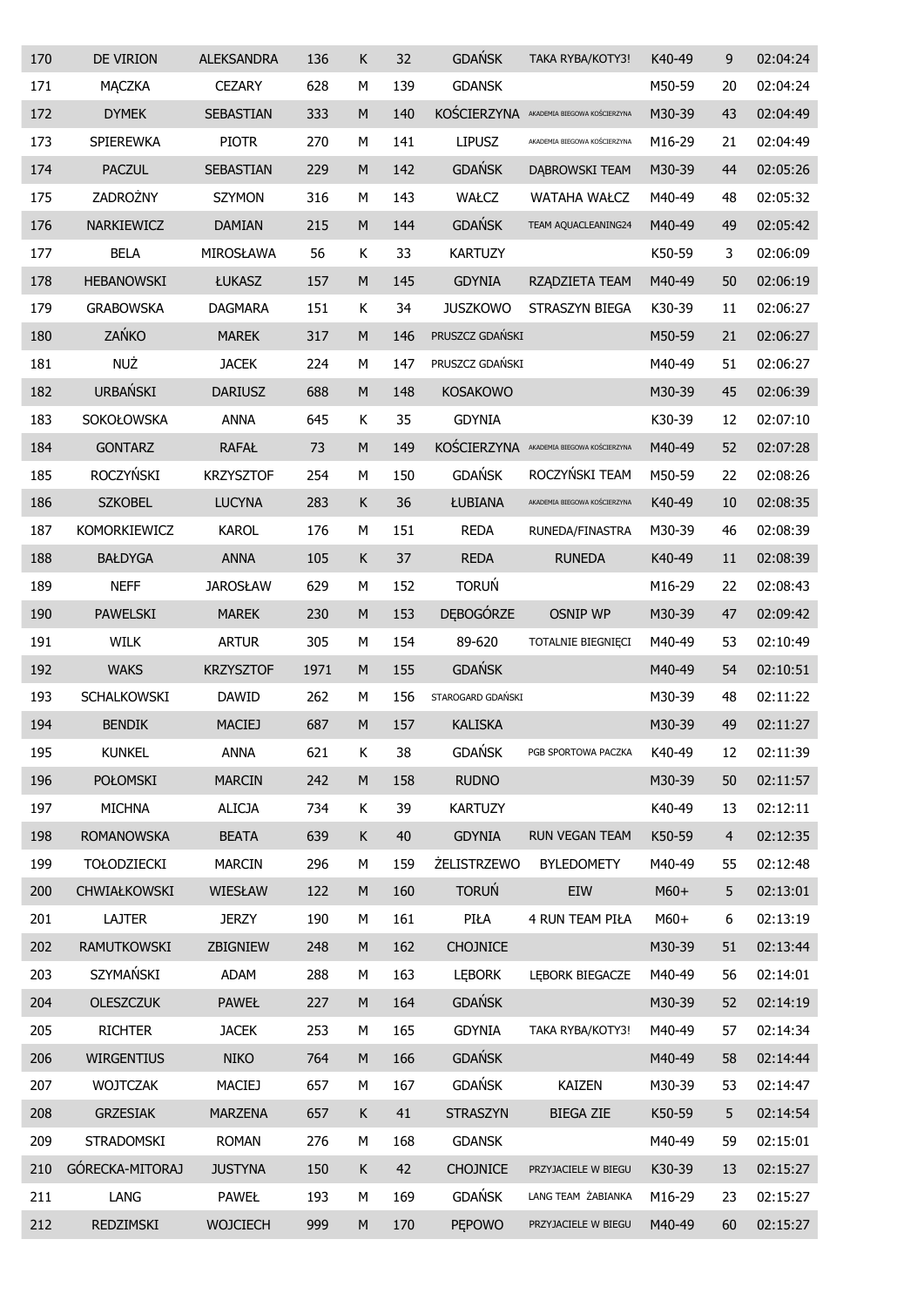| 170 | DE VIRION | ALEKSANDRA | 136 | K | 32 | GDAŃSK | TAKA RYBA/KOTY3! | K40-49 | 9 | 02:04:24 |
|---|---|---|---|---|---|---|---|---|---|---|
| 171 | MĄCZKA | CEZARY | 628 | M | 139 | GDANSK | | M50-59 | 20 | 02:04:24 |
| 172 | DYMEK | SEBASTIAN | 333 | M | 140 | KOŚCIERZYNA | AKADEMIA BIEGOWA KOŚCIERZYNA | M30-39 | 43 | 02:04:49 |
| 173 | SPIEREWKA | PIOTR | 270 | M | 141 | LIPUSZ | AKADEMIA BIEGOWA KOŚCIERZYNA | M16-29 | 21 | 02:04:49 |
| 174 | PACZUL | SEBASTIAN | 229 | M | 142 | GDAŃSK | DĄBROWSKI TEAM | M30-39 | 44 | 02:05:26 |
| 175 | ZADROŻNY | SZYMON | 316 | M | 143 | WAŁCZ | WATAHA WAŁCZ | M40-49 | 48 | 02:05:32 |
| 176 | NARKIEWICZ | DAMIAN | 215 | M | 144 | GDAŃSK | TEAM AQUACLEANING24 | M40-49 | 49 | 02:05:42 |
| 177 | BELA | MIROSŁAWA | 56 | K | 33 | KARTUZY | | K50-59 | 3 | 02:06:09 |
| 178 | HEBANOWSKI | ŁUKASZ | 157 | M | 145 | GDYNIA | RZĄDZIETA TEAM | M40-49 | 50 | 02:06:19 |
| 179 | GRABOWSKA | DAGMARA | 151 | K | 34 | JUSZKOWO | STRASZYN BIEGA | K30-39 | 11 | 02:06:27 |
| 180 | ZAŃKO | MAREK | 317 | M | 146 | PRUSZCZ GDAŃSKI | | M50-59 | 21 | 02:06:27 |
| 181 | NUŻ | JACEK | 224 | M | 147 | PRUSZCZ GDAŃSKI | | M40-49 | 51 | 02:06:27 |
| 182 | URBAŃSKI | DARIUSZ | 688 | M | 148 | KOSAKOWO | | M30-39 | 45 | 02:06:39 |
| 183 | SOKOŁOWSKA | ANNA | 645 | K | 35 | GDYNIA | | K30-39 | 12 | 02:07:10 |
| 184 | GONTARZ | RAFAŁ | 73 | M | 149 | KOŚCIERZYNA | AKADEMIA BIEGOWA KOŚCIERZYNA | M40-49 | 52 | 02:07:28 |
| 185 | ROCZYŃSKI | KRZYSZTOF | 254 | M | 150 | GDAŃSK | ROCZYŃSKI TEAM | M50-59 | 22 | 02:08:26 |
| 186 | SZKOBEL | LUCYNA | 283 | K | 36 | ŁUBIANA | AKADEMIA BIEGOWA KOŚCIERZYNA | K40-49 | 10 | 02:08:35 |
| 187 | KOMORKIEWICZ | KAROL | 176 | M | 151 | REDA | RUNEDA/FINASTRA | M30-39 | 46 | 02:08:39 |
| 188 | BAŁDYGA | ANNA | 105 | K | 37 | REDA | RUNEDA | K40-49 | 11 | 02:08:39 |
| 189 | NEFF | JAROSŁAW | 629 | M | 152 | TORUŃ | | M16-29 | 22 | 02:08:43 |
| 190 | PAWELSKI | MAREK | 230 | M | 153 | DĘBOGÓRZE | OSNIP WP | M30-39 | 47 | 02:09:42 |
| 191 | WILK | ARTUR | 305 | M | 154 | 89-620 | TOTALNIE BIEGNIĘCI | M40-49 | 53 | 02:10:49 |
| 192 | WAKS | KRZYSZTOF | 1971 | M | 155 | GDAŃSK | | M40-49 | 54 | 02:10:51 |
| 193 | SCHALKOWSKI | DAWID | 262 | M | 156 | STAROGARD GDAŃSKI | | M30-39 | 48 | 02:11:22 |
| 194 | BENDIK | MACIEJ | 687 | M | 157 | KALISKA | | M30-39 | 49 | 02:11:27 |
| 195 | KUNKEL | ANNA | 621 | K | 38 | GDAŃSK | PGB SPORTOWA PACZKA | K40-49 | 12 | 02:11:39 |
| 196 | POŁOMSKI | MARCIN | 242 | M | 158 | RUDNO | | M30-39 | 50 | 02:11:57 |
| 197 | MICHNA | ALICJA | 734 | K | 39 | KARTUZY | | K40-49 | 13 | 02:12:11 |
| 198 | ROMANOWSKA | BEATA | 639 | K | 40 | GDYNIA | RUN VEGAN TEAM | K50-59 | 4 | 02:12:35 |
| 199 | TOŁODZIECKI | MARCIN | 296 | M | 159 | ŻELISTRZEWO | BYLEDOMETY | M40-49 | 55 | 02:12:48 |
| 200 | CHWIAŁKOWSKI | WIESŁAW | 122 | M | 160 | TORUŃ | EIW | M60+ | 5 | 02:13:01 |
| 201 | LAJTER | JERZY | 190 | M | 161 | PIŁA | 4 RUN TEAM PIŁA | M60+ | 6 | 02:13:19 |
| 202 | RAMUTKOWSKI | ZBIGNIEW | 248 | M | 162 | CHOJNICE | | M30-39 | 51 | 02:13:44 |
| 203 | SZYMAŃSKI | ADAM | 288 | M | 163 | LĘBORK | LĘBORK BIEGACZE | M40-49 | 56 | 02:14:01 |
| 204 | OLESZCZUK | PAWEŁ | 227 | M | 164 | GDAŃSK | | M30-39 | 52 | 02:14:19 |
| 205 | RICHTER | JACEK | 253 | M | 165 | GDYNIA | TAKA RYBA/KOTY3! | M40-49 | 57 | 02:14:34 |
| 206 | WIRGENTIUS | NIKO | 764 | M | 166 | GDAŃSK | | M40-49 | 58 | 02:14:44 |
| 207 | WOJTCZAK | MACIEJ | 657 | M | 167 | GDAŃSK | KAIZEN | M30-39 | 53 | 02:14:47 |
| 208 | GRZESIAK | MARZENA | 657 | K | 41 | STRASZYN | BIEGA ZIE | K50-59 | 5 | 02:14:54 |
| 209 | STRADOMSKI | ROMAN | 276 | M | 168 | GDANSK | | M40-49 | 59 | 02:15:01 |
| 210 | GÓRECKA-MITORAJ | JUSTYNA | 150 | K | 42 | CHOJNICE | PRZYJACIELE W BIEGU | K30-39 | 13 | 02:15:27 |
| 211 | LANG | PAWEŁ | 193 | M | 169 | GDAŃSK | LANG TEAM ŻABIANKA | M16-29 | 23 | 02:15:27 |
| 212 | REDZIMSKI | WOJCIECH | 999 | M | 170 | PĘPOWO | PRZYJACIELE W BIEGU | M40-49 | 60 | 02:15:27 |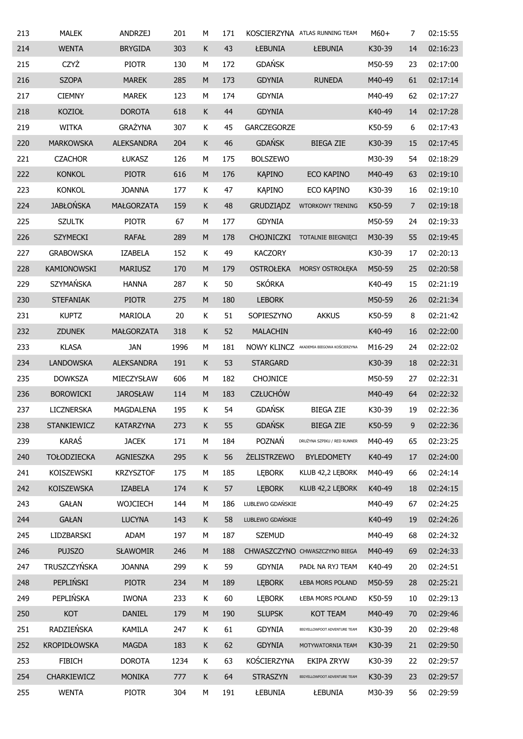| 213 | MALEK | ANDRZEJ | 201 | M | 171 | KOSCIERZYNA | ATLAS RUNNING TEAM | M60+ | 7 | 02:15:55 |
|---|---|---|---|---|---|---|---|---|---|---|
| 214 | WENTA | BRYGIDA | 303 | K | 43 | ŁEBUNIA | ŁEBUNIA | K30-39 | 14 | 02:16:23 |
| 215 | CZYŻ | PIOTR | 130 | M | 172 | GDAŃSK | | M50-59 | 23 | 02:17:00 |
| 216 | SZOPA | MAREK | 285 | M | 173 | GDYNIA | RUNEDA | M40-49 | 61 | 02:17:14 |
| 217 | CIEMNY | MAREK | 123 | M | 174 | GDYNIA | | M40-49 | 62 | 02:17:27 |
| 218 | KOZIOŁ | DOROTA | 618 | K | 44 | GDYNIA | | K40-49 | 14 | 02:17:28 |
| 219 | WITKA | GRAŻYNA | 307 | K | 45 | GARCZEGORZE | | K50-59 | 6 | 02:17:43 |
| 220 | MARKOWSKA | ALEKSANDRA | 204 | K | 46 | GDAŃSK | BIEGA ZIE | K30-39 | 15 | 02:17:45 |
| 221 | CZACHOR | ŁUKASZ | 126 | M | 175 | BOLSZEWO | | M30-39 | 54 | 02:18:29 |
| 222 | KONKOL | PIOTR | 616 | M | 176 | KĄPINO | ECO KAPINO | M40-49 | 63 | 02:19:10 |
| 223 | KONKOL | JOANNA | 177 | K | 47 | KĄPINO | ECO KĄPINO | K30-39 | 16 | 02:19:10 |
| 224 | JABŁOŃSKA | MAŁGORZATA | 159 | K | 48 | GRUDZIĄDZ | WTORKOWY TRENING | K50-59 | 7 | 02:19:18 |
| 225 | SZULTK | PIOTR | 67 | M | 177 | GDYNIA | | M50-59 | 24 | 02:19:33 |
| 226 | SZYMECKI | RAFAŁ | 289 | M | 178 | CHOJNICZKI | TOTALNIE BIEGNIĘCI | M30-39 | 55 | 02:19:45 |
| 227 | GRABOWSKA | IZABELA | 152 | K | 49 | KACZORY | | K30-39 | 17 | 02:20:13 |
| 228 | KAMIONOWSKI | MARIUSZ | 170 | M | 179 | OSTROŁEKA | MORSY OSTROŁĘKA | M50-59 | 25 | 02:20:58 |
| 229 | SZYMAŃSKA | HANNA | 287 | K | 50 | SKÓRKA | | K40-49 | 15 | 02:21:19 |
| 230 | STEFANIAK | PIOTR | 275 | M | 180 | LEBORK | | M50-59 | 26 | 02:21:34 |
| 231 | KUPTZ | MARIOLA | 20 | K | 51 | SOPIESZYNO | AKKUS | K50-59 | 8 | 02:21:42 |
| 232 | ZDUNEK | MAŁGORZATA | 318 | K | 52 | MALACHIN | | K40-49 | 16 | 02:22:00 |
| 233 | KLASA | JAN | 1996 | M | 181 | NOWY KLINCZ | AKADEMIA BIEGOWA KOŚCIERZYNA | M16-29 | 24 | 02:22:02 |
| 234 | LANDOWSKA | ALEKSANDRA | 191 | K | 53 | STARGARD | | K30-39 | 18 | 02:22:31 |
| 235 | DOWKSZA | MIECZYSŁAW | 606 | M | 182 | CHOJNICE | | M50-59 | 27 | 02:22:31 |
| 236 | BOROWICKI | JAROSŁAW | 114 | M | 183 | CZŁUCHÓW | | M40-49 | 64 | 02:22:32 |
| 237 | LICZNERSKA | MAGDALENA | 195 | K | 54 | GDAŃSK | BIEGA ZIE | K30-39 | 19 | 02:22:36 |
| 238 | STANKIEWICZ | KATARZYNA | 273 | K | 55 | GDAŃSK | BIEGA ZIE | K50-59 | 9 | 02:22:36 |
| 239 | KARAŚ | JACEK | 171 | M | 184 | POZNAŃ | DRUŻYNA SZPIKU / RED RUNNER | M40-49 | 65 | 02:23:25 |
| 240 | TOŁODZIECKA | AGNIESZKA | 295 | K | 56 | ŻELISTRZEWO | BYLEDOMETY | K40-49 | 17 | 02:24:00 |
| 241 | KOISZEWSKI | KRZYSZTOF | 175 | M | 185 | LĘBORK | KLUB 42,2 LĘBORK | M40-49 | 66 | 02:24:14 |
| 242 | KOISZEWSKA | IZABELA | 174 | K | 57 | LĘBORK | KLUB 42,2 LĘBORK | K40-49 | 18 | 02:24:15 |
| 243 | GAŁAN | WOJCIECH | 144 | M | 186 | LUBLEWO GDAŃSKIE | | M40-49 | 67 | 02:24:25 |
| 244 | GAŁAN | LUCYNA | 143 | K | 58 | LUBLEWO GDAŃSKIE | | K40-49 | 19 | 02:24:26 |
| 245 | LIDZBARSKI | ADAM | 197 | M | 187 | SZEMUD | | M40-49 | 68 | 02:24:32 |
| 246 | PUJSZO | SŁAWOMIR | 246 | M | 188 | CHWASZCZYNO | CHWASZCZYNO BIEGA | M40-49 | 69 | 02:24:33 |
| 247 | TRUSZCZYŃSKA | JOANNA | 299 | K | 59 | GDYNIA | PADŁ NA RYJ TEAM | K40-49 | 20 | 02:24:51 |
| 248 | PEPLIŃSKI | PIOTR | 234 | M | 189 | LĘBORK | ŁEBA MORS POLAND | M50-59 | 28 | 02:25:21 |
| 249 | PEPLIŃSKA | IWONA | 233 | K | 60 | LĘBORK | ŁEBA MORS POLAND | K50-59 | 10 | 02:29:13 |
| 250 | KOT | DANIEL | 179 | M | 190 | SLUPSK | KOT TEAM | M40-49 | 70 | 02:29:46 |
| 251 | RADZIEŃSKA | KAMILA | 247 | K | 61 | GDYNIA | BIGYELLOWFOOT ADVENTURE TEAM | K30-39 | 20 | 02:29:48 |
| 252 | KROPIDŁOWSKA | MAGDA | 183 | K | 62 | GDYNIA | MOTYWATORNIA TEAM | K30-39 | 21 | 02:29:50 |
| 253 | FIBICH | DOROTA | 1234 | K | 63 | KOŚCIERZYNA | EKIPA ZRYW | K30-39 | 22 | 02:29:57 |
| 254 | CHARKIEWICZ | MONIKA | 777 | K | 64 | STRASZYN | BIGYELLOWFOOT ADVENTURE TEAM | K30-39 | 23 | 02:29:57 |
| 255 | WENTA | PIOTR | 304 | M | 191 | ŁEBUNIA | ŁEBUNIA | M30-39 | 56 | 02:29:59 |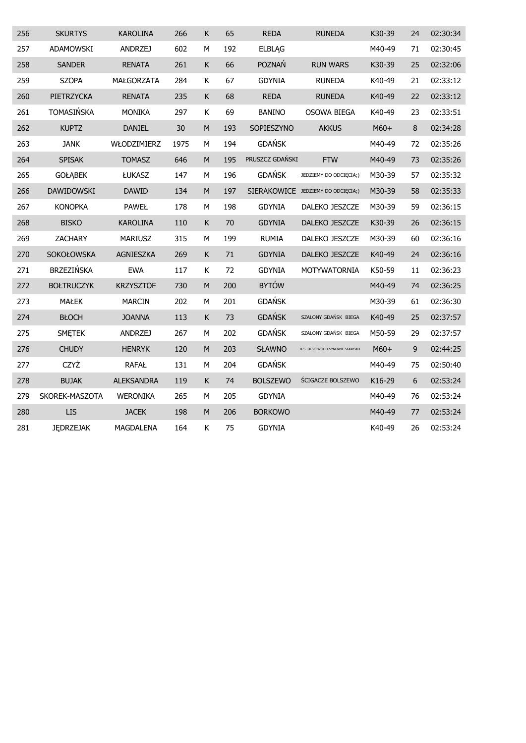| | | | | | | | | | | |
|---|---|---|---|---|---|---|---|---|---|---|
| 256 | SKURTYS | KAROLINA | 266 | K | 65 | REDA | RUNEDA | K30-39 | 24 | 02:30:34 |
| 257 | ADAMOWSKI | ANDRZEJ | 602 | M | 192 | ELBLĄG | | M40-49 | 71 | 02:30:45 |
| 258 | SANDER | RENATA | 261 | K | 66 | POZNAŃ | RUN WARS | K30-39 | 25 | 02:32:06 |
| 259 | SZOPA | MAŁGORZATA | 284 | K | 67 | GDYNIA | RUNEDA | K40-49 | 21 | 02:33:12 |
| 260 | PIETRZYCKA | RENATA | 235 | K | 68 | REDA | RUNEDA | K40-49 | 22 | 02:33:12 |
| 261 | TOMASIŃSKA | MONIKA | 297 | K | 69 | BANINO | OSOWA BIEGA | K40-49 | 23 | 02:33:51 |
| 262 | KUPTZ | DANIEL | 30 | M | 193 | SOPIESZYNO | AKKUS | M60+ | 8 | 02:34:28 |
| 263 | JANK | WŁODZIMIERZ | 1975 | M | 194 | GDAŃSK | | M40-49 | 72 | 02:35:26 |
| 264 | SPISAK | TOMASZ | 646 | M | 195 | PRUSZCZ GDAŃSKI | FTW | M40-49 | 73 | 02:35:26 |
| 265 | GOŁĄBEK | ŁUKASZ | 147 | M | 196 | GDAŃSK | JEDZIEMY DO ODCIĘCIA;) | M30-39 | 57 | 02:35:32 |
| 266 | DAWIDOWSKI | DAWID | 134 | M | 197 | SIERAKOWICE | JEDZIEMY DO ODCIĘCIA;) | M30-39 | 58 | 02:35:33 |
| 267 | KONOPKA | PAWEŁ | 178 | M | 198 | GDYNIA | DALEKO JESZCZE | M30-39 | 59 | 02:36:15 |
| 268 | BISKO | KAROLINA | 110 | K | 70 | GDYNIA | DALEKO JESZCZE | K30-39 | 26 | 02:36:15 |
| 269 | ZACHARY | MARIUSZ | 315 | M | 199 | RUMIA | DALEKO JESZCZE | M30-39 | 60 | 02:36:16 |
| 270 | SOKOŁOWSKA | AGNIESZKA | 269 | K | 71 | GDYNIA | DALEKO JESZCZE | K40-49 | 24 | 02:36:16 |
| 271 | BRZEZIŃSKA | EWA | 117 | K | 72 | GDYNIA | MOTYWATORNIA | K50-59 | 11 | 02:36:23 |
| 272 | BOŁTRUCZYK | KRZYSZTOF | 730 | M | 200 | BYTÓW | | M40-49 | 74 | 02:36:25 |
| 273 | MAŁEK | MARCIN | 202 | M | 201 | GDAŃSK | | M30-39 | 61 | 02:36:30 |
| 274 | BŁOCH | JOANNA | 113 | K | 73 | GDAŃSK | SZALONY GDAŃSK BIEGA | K40-49 | 25 | 02:37:57 |
| 275 | SMĘTEK | ANDRZEJ | 267 | M | 202 | GDAŃSK | SZALONY GDAŃSK BIEGA | M50-59 | 29 | 02:37:57 |
| 276 | CHUDY | HENRYK | 120 | M | 203 | SŁAWNO | K S OLSZEWSKI I SYNOWIE SŁAWSKO | M60+ | 9 | 02:44:25 |
| 277 | CZYŻ | RAFAŁ | 131 | M | 204 | GDAŃSK | | M40-49 | 75 | 02:50:40 |
| 278 | BUJAK | ALEKSANDRA | 119 | K | 74 | BOLSZEWO | ŚCIGACZE BOLSZEWO | K16-29 | 6 | 02:53:24 |
| 279 | SKOREK-MASZOTA | WERONIKA | 265 | M | 205 | GDYNIA | | M40-49 | 76 | 02:53:24 |
| 280 | LIS | JACEK | 198 | M | 206 | BORKOWO | | M40-49 | 77 | 02:53:24 |
| 281 | JĘDRZEJAK | MAGDALENA | 164 | K | 75 | GDYNIA | | K40-49 | 26 | 02:53:24 |